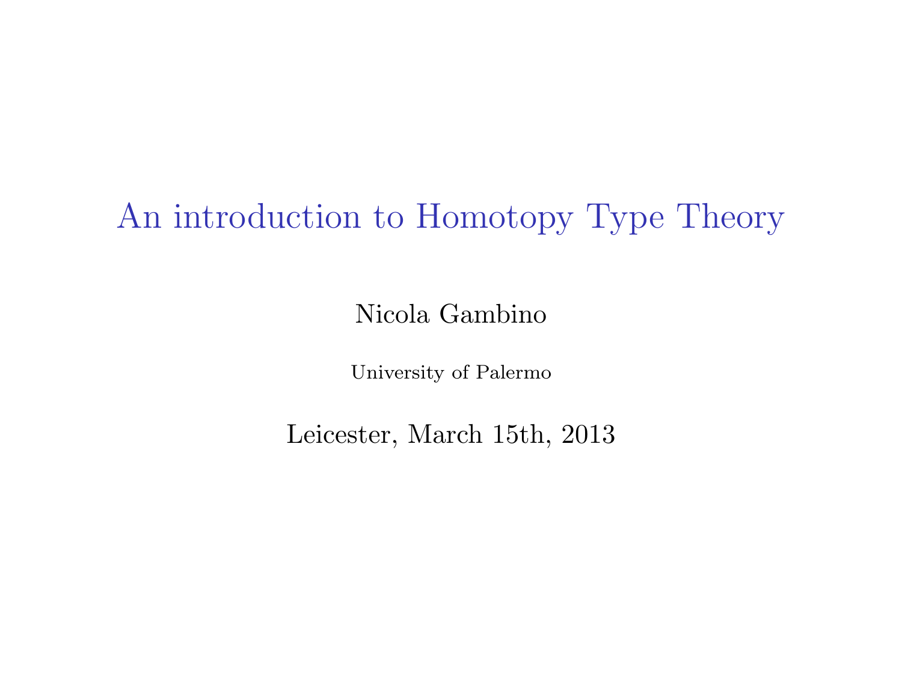# An introduction to Homotopy Type Theory

Nicola Gambino

University of Palermo

Leicester, March 15th, 2013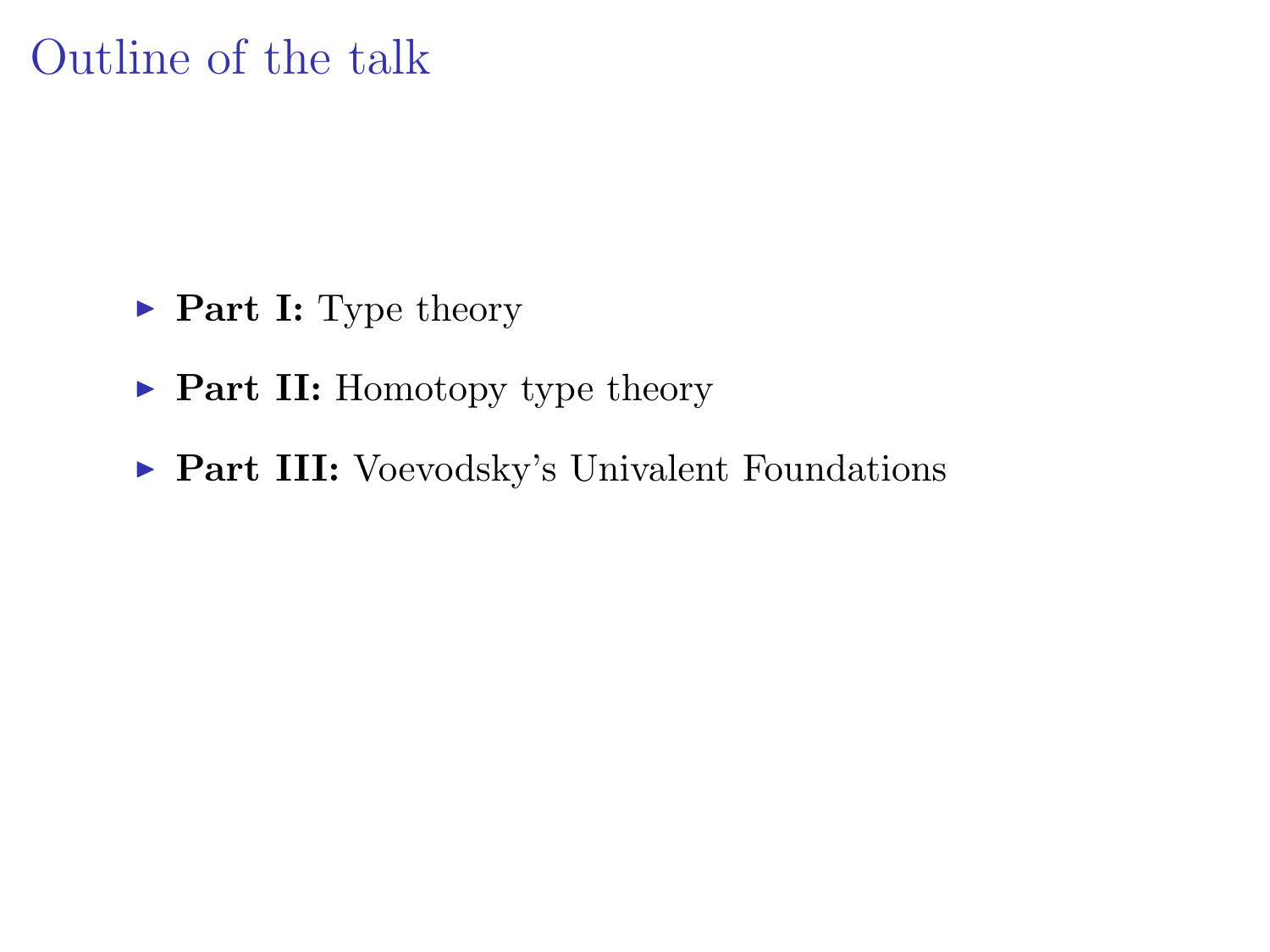# Outline of the talk

- **Part I:** Type theory
- **Part II:** Homotopy type theory
- **Part III:** Voevodsky's Univalent Foundations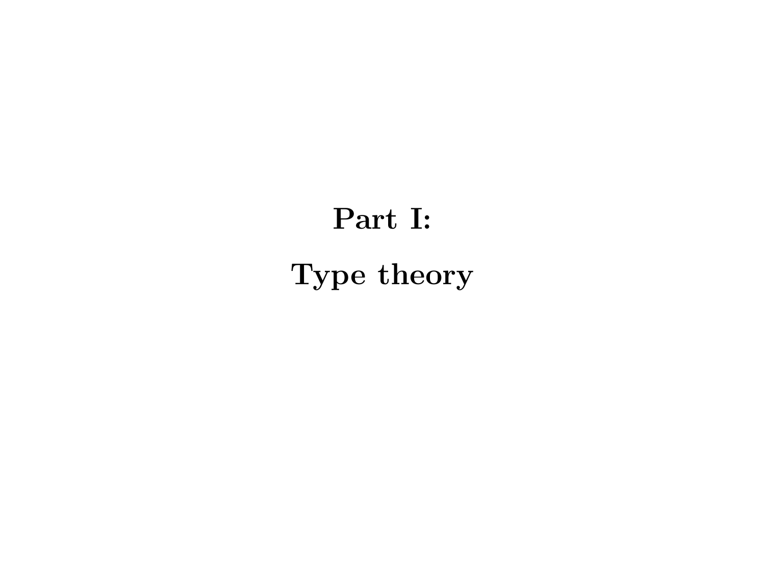# Part I:

# Type theory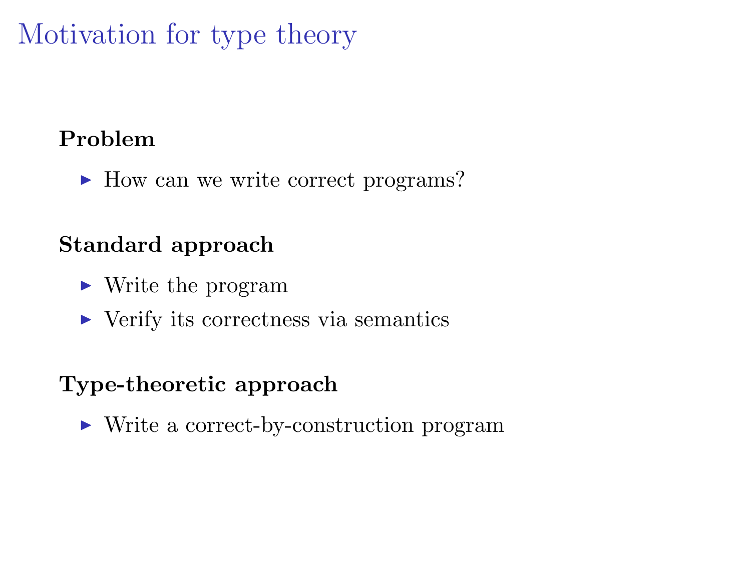# Motivation for type theory

**Problem**

- How can we write correct programs?

**Standard approach**

- Write the program
- Verify its correctness via semantics

**Type-theoretic approach**

- Write a correct-by-construction program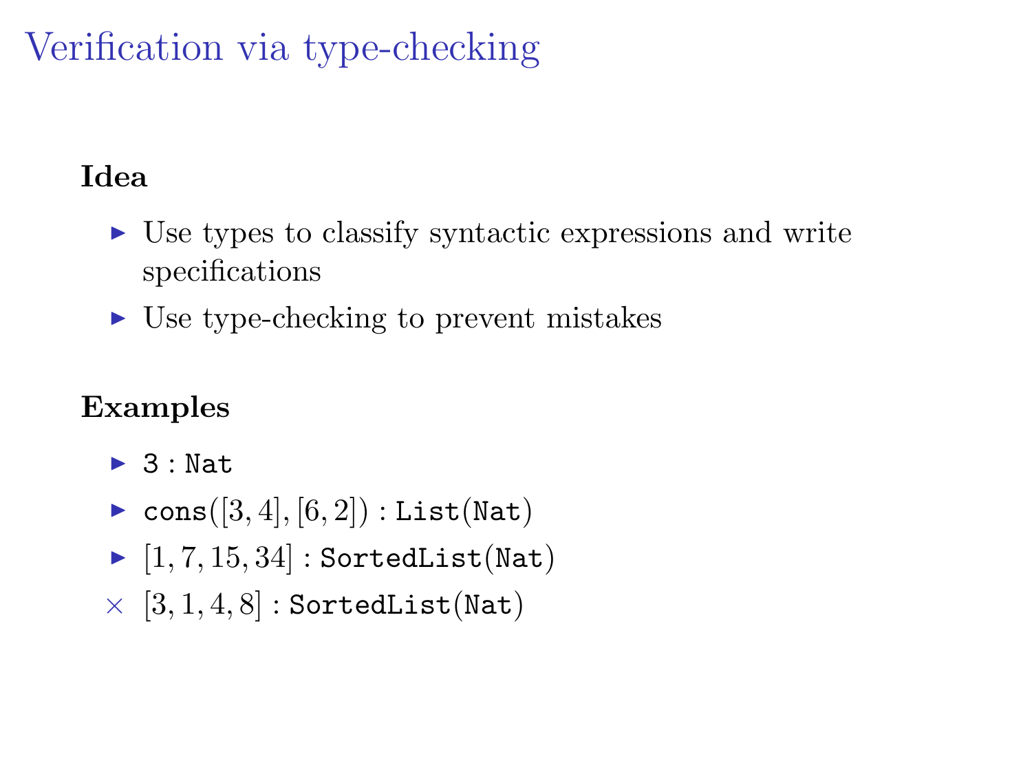# Verification via type-checking

**Idea**

- Use types to classify syntactic expressions and write specifications
- Use type-checking to prevent mistakes

**Examples**

- $\texttt{3} : \texttt{Nat}$
- $\texttt{cons}([3, 4], [6, 2]) : \texttt{List}(\texttt{Nat})$
- $[1, 7, 15, 34] : \texttt{SortedList}(\texttt{Nat})$

× $[3, 1, 4, 8] : \texttt{SortedList}(\texttt{Nat})$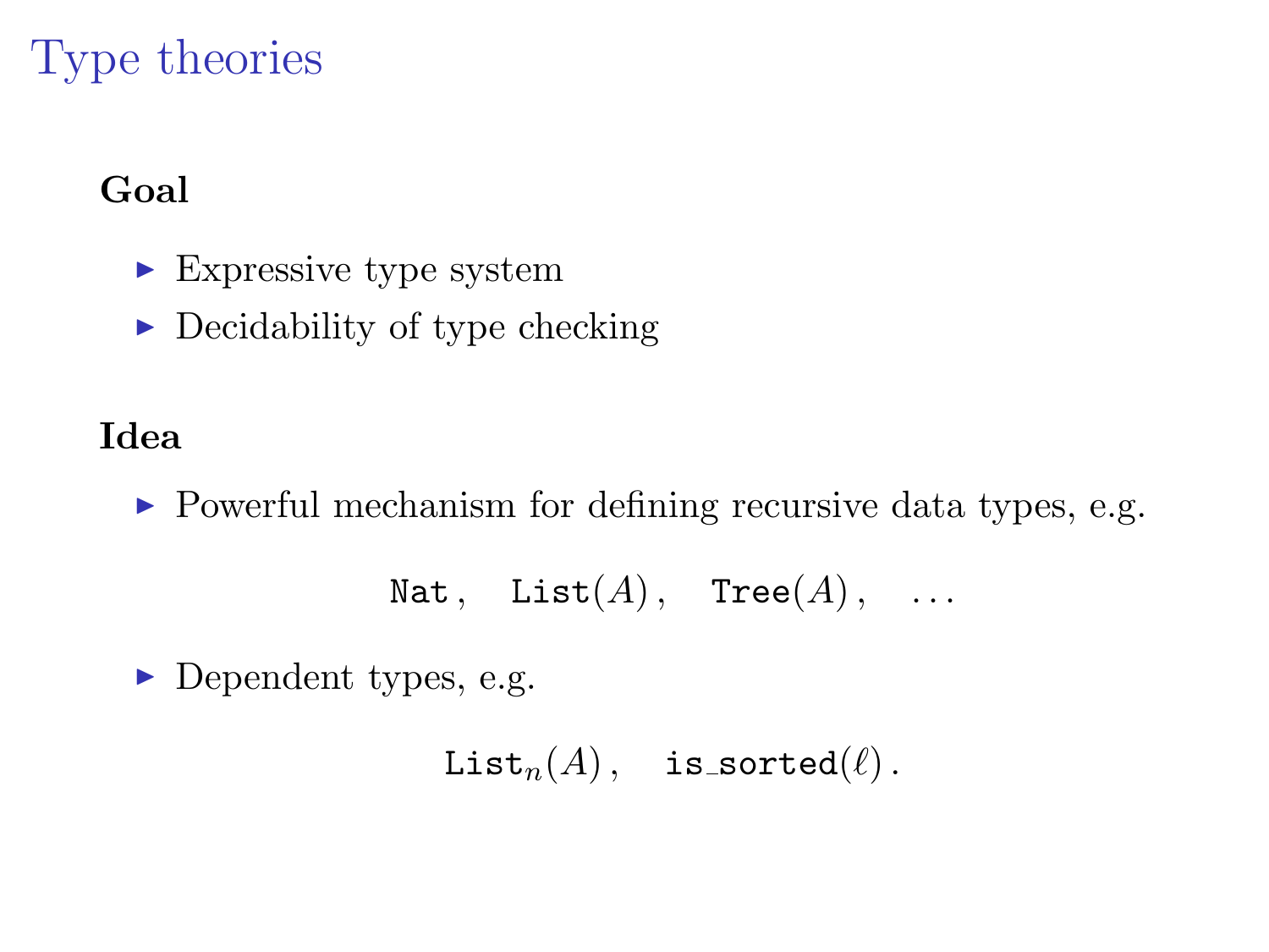# Type theories

**Goal**

- Expressive type system
- Decidability of type checking

**Idea**

- Powerful mechanism for defining recursive data types, e.g.

$$\texttt{Nat}\,,\quad \texttt{List}(A)\,,\quad \texttt{Tree}(A)\,,\quad \ldots$$

- Dependent types, e.g.

$$\texttt{List}_n(A)\,,\quad \texttt{is\_sorted}(\ell)\,.$$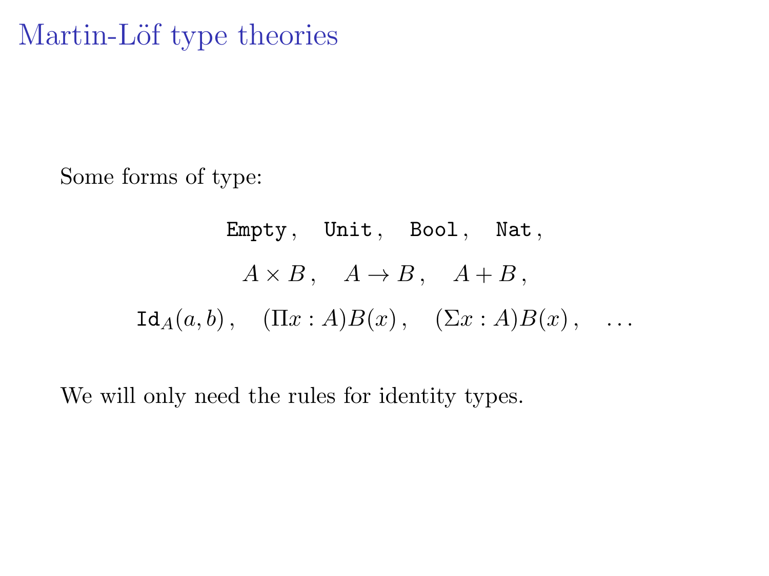# Martin-Löf type theories

Some forms of type:

$$\texttt{Empty}\,,\quad \texttt{Unit}\,,\quad \texttt{Bool}\,,\quad \texttt{Nat}\,,$$

$$A \times B\,,\quad A \to B\,,\quad A + B\,,$$

$$\texttt{Id}_A(a,b)\,,\quad (\Pi x : A)B(x)\,,\quad (\Sigma x : A)B(x)\,,\quad \ldots$$

We will only need the rules for identity types.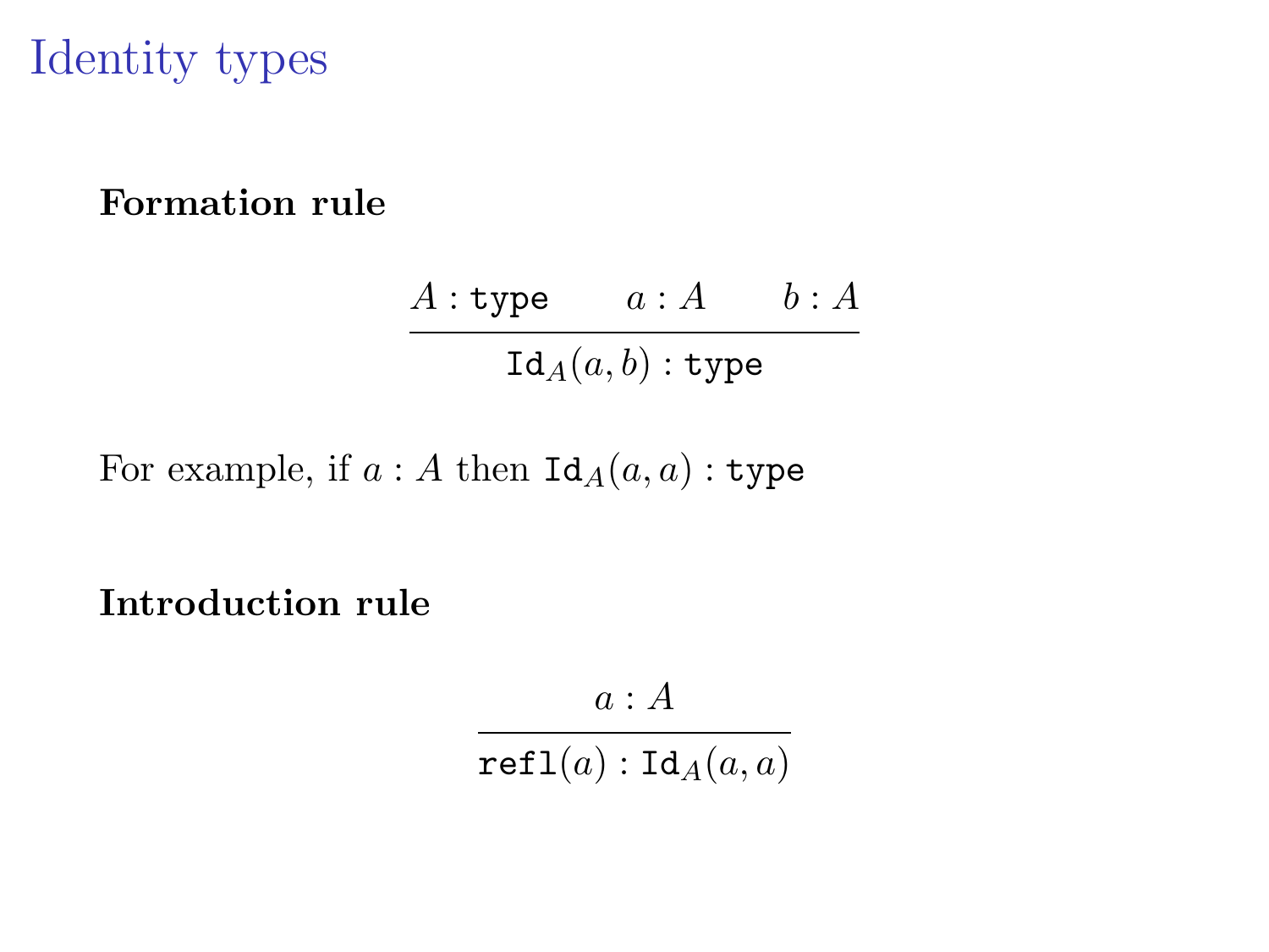# Identity types

**Formation rule**

$$\frac{A : \texttt{type} \qquad a : A \qquad b : A}{\texttt{Id}_A(a, b) : \texttt{type}}$$

For example, if $a : A$ then $\texttt{Id}_A(a, a) : \texttt{type}$

**Introduction rule**

$$\frac{a : A}{\texttt{refl}(a) : \texttt{Id}_A(a, a)}$$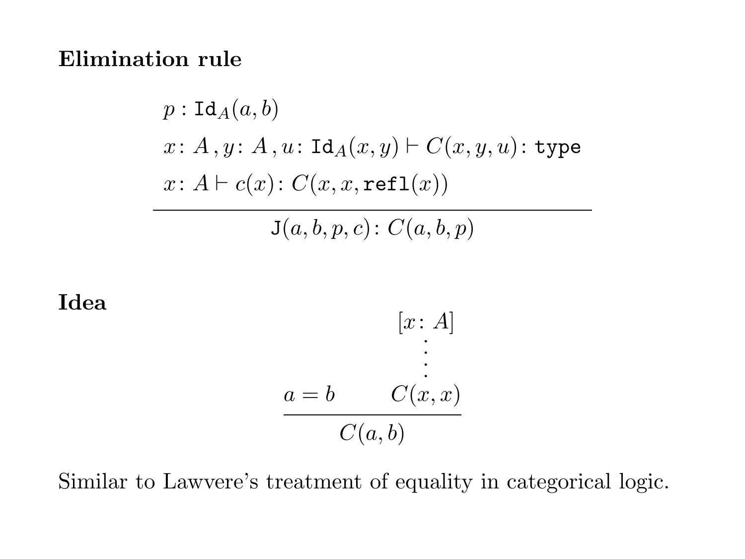**Elimination rule**

$$\frac{\begin{array}{l} p : \mathtt{Id}_A(a,b) \\ x\colon A\,, y\colon A\,, u\colon \mathtt{Id}_A(x,y) \vdash C(x,y,u)\colon \mathtt{type} \\ x\colon A \vdash c(x)\colon C(x,x,\mathtt{refl}(x)) \end{array}}{\mathtt{J}(a,b,p,c)\colon C(a,b,p)}$$

**Idea**

$$\frac{a = b \qquad \begin{array}{c} [x\colon A] \\ \vdots \\ C(x,x) \end{array}}{C(a,b)}$$

Similar to Lawvere's treatment of equality in categorical logic.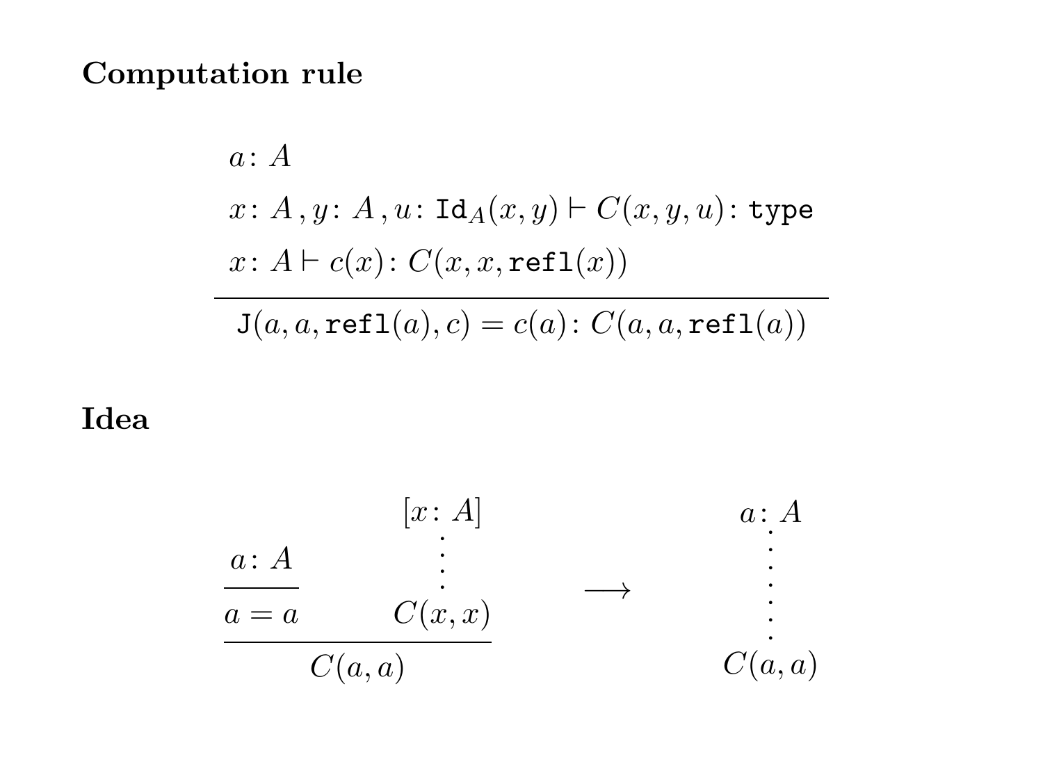## Computation rule

$$
\frac{\begin{array}{l} a\colon A \\ x\colon A\,, y\colon A\,, u\colon \mathtt{Id}_A(x,y) \vdash C(x,y,u)\colon \mathtt{type} \\ x\colon A \vdash c(x)\colon C(x,x,\mathtt{refl}(x)) \end{array}}{\mathtt{J}(a,a,\mathtt{refl}(a),c) = c(a)\colon C(a,a,\mathtt{refl}(a))}
$$

## Idea

$$
\dfrac{\dfrac{a\colon A}{a = a} \qquad \begin{array}{c} [x\colon A] \\ \vdots \\ C(x,x) \end{array}}{C(a,a)} \quad \longrightarrow \quad \begin{array}{c} a\colon A \\ \vdots \\ \vdots \\ C(a,a) \end{array}
$$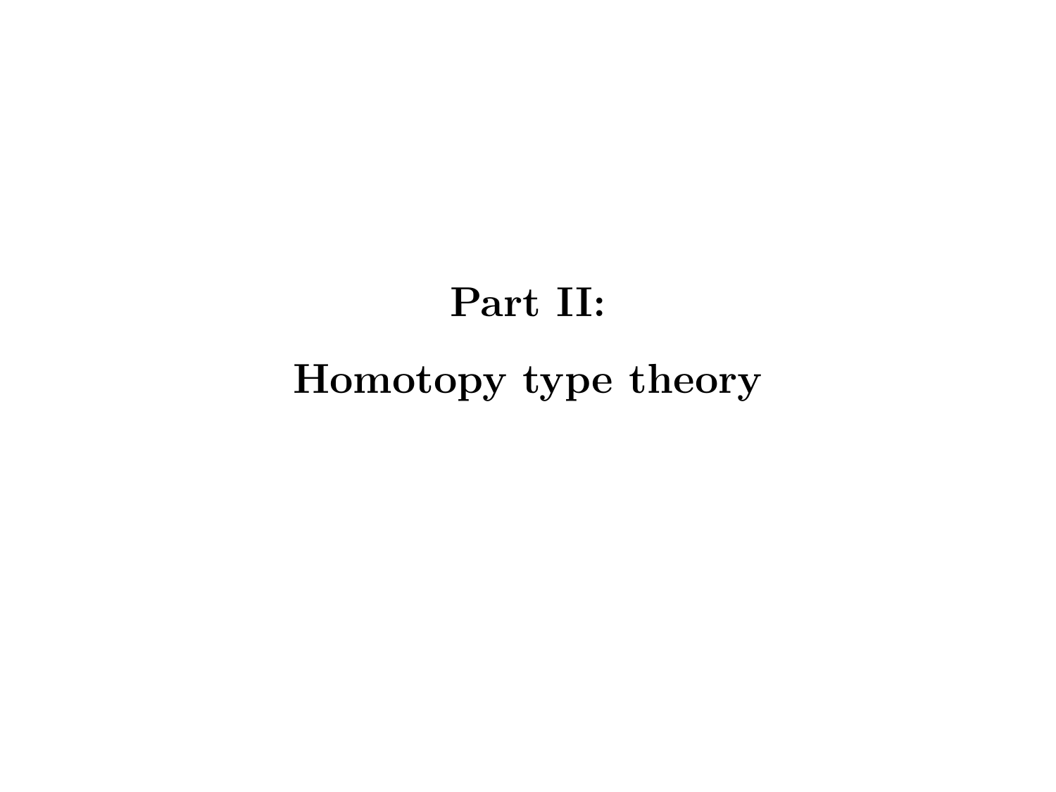# Part II:

# Homotopy type theory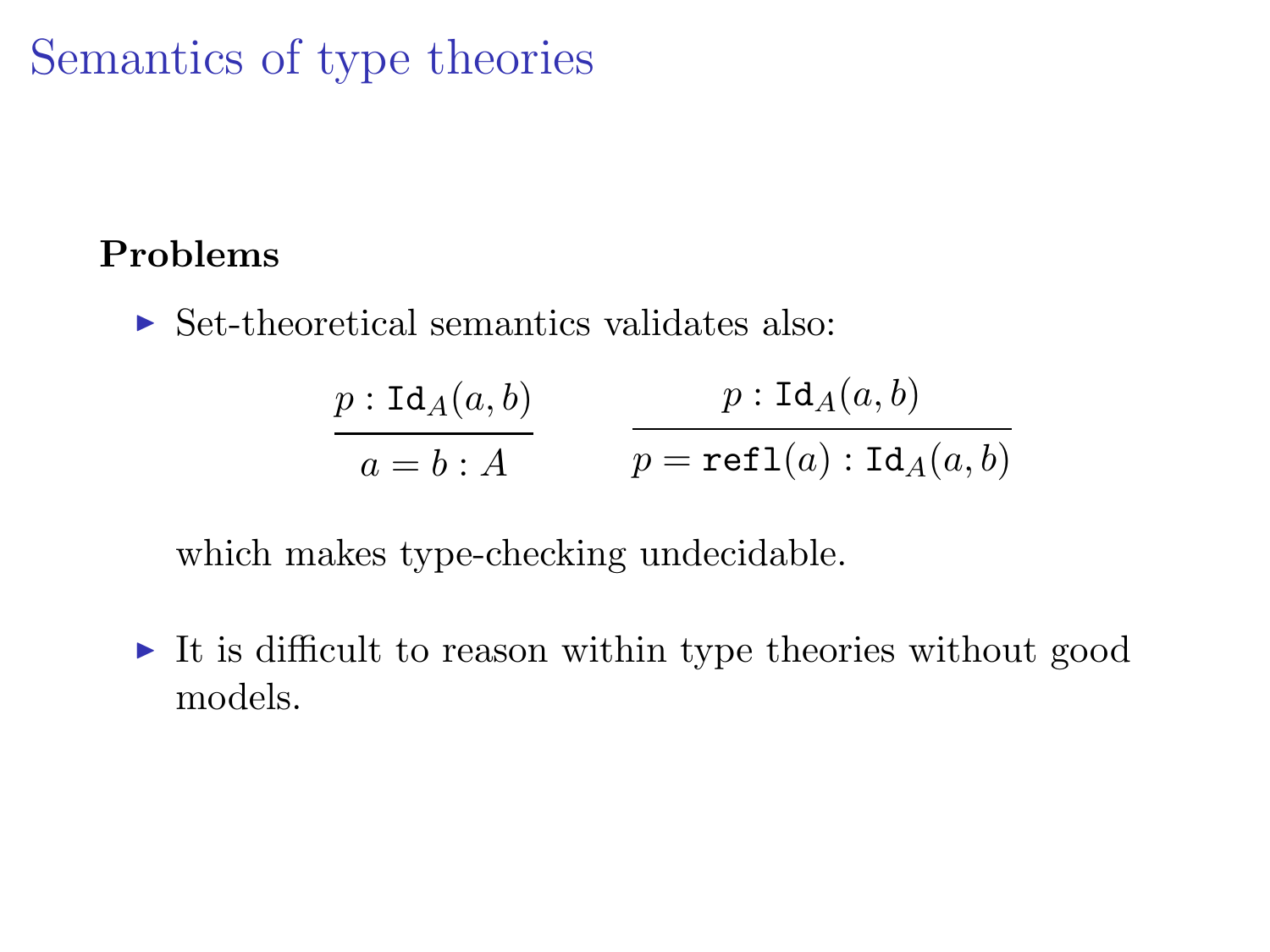# Semantics of type theories

**Problems**

- Set-theoretical semantics validates also:

$$\frac{p : \mathtt{Id}_A(a,b)}{a = b : A} \qquad \frac{p : \mathtt{Id}_A(a,b)}{p = \mathtt{refl}(a) : \mathtt{Id}_A(a,b)}$$

  which makes type-checking undecidable.

- It is difficult to reason within type theories without good models.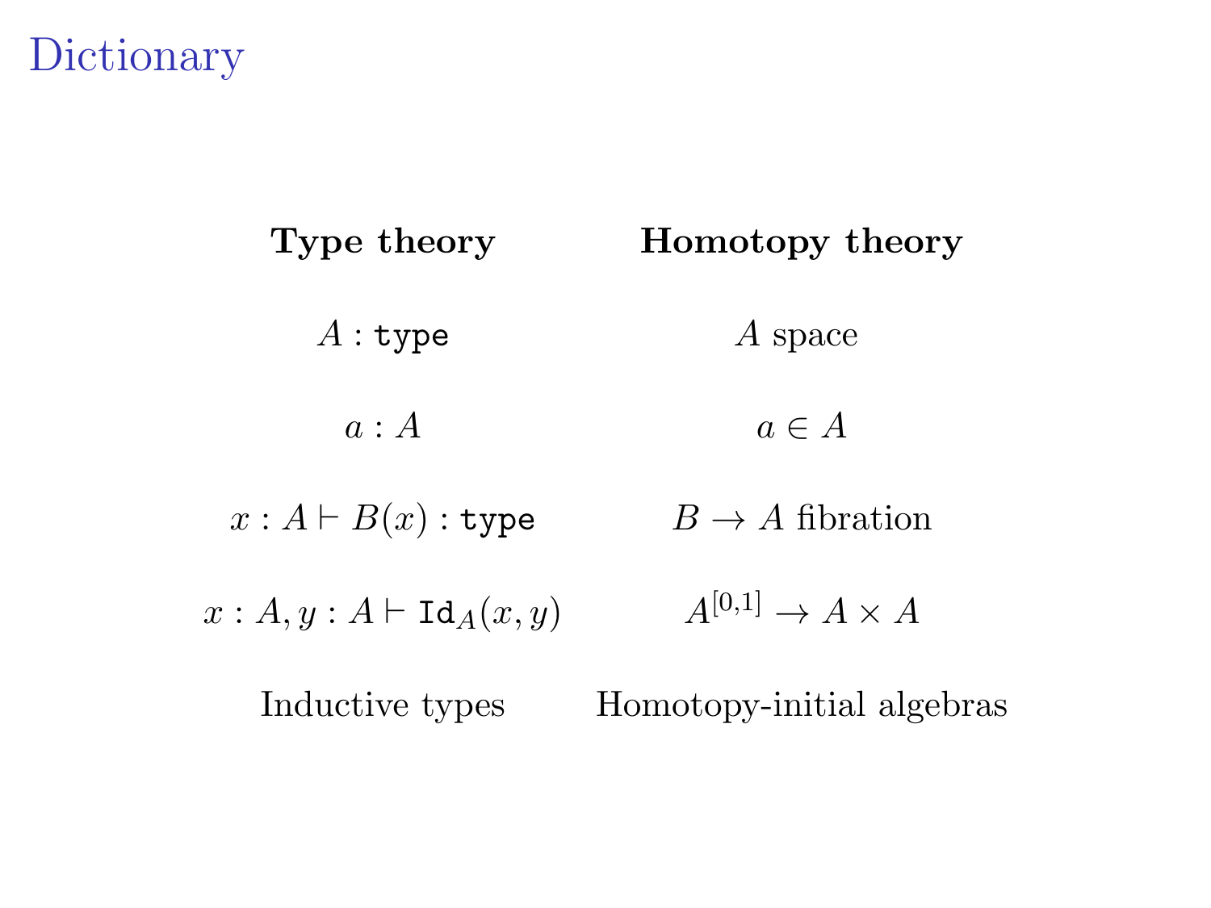# Dictionary

| **Type theory** | **Homotopy theory** |
| --- | --- |
| $A : \texttt{type}$ | $A$ space |
| $a : A$ | $a \in A$ |
| $x : A \vdash B(x) : \texttt{type}$ | $B \to A$ fibration |
| $x : A, y : A \vdash \texttt{Id}_A(x, y)$ | $A^{[0,1]} \to A \times A$ |
| Inductive types | Homotopy-initial algebras |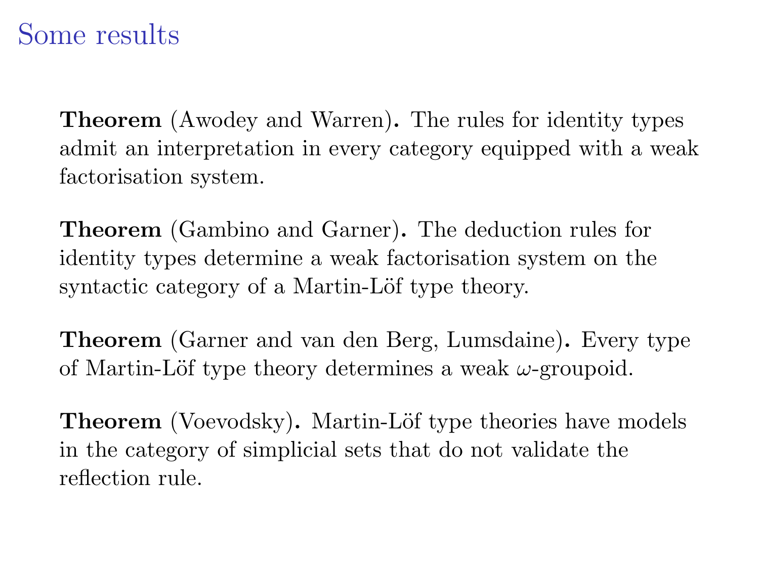# Some results

**Theorem** (Awodey and Warren)**.** The rules for identity types admit an interpretation in every category equipped with a weak factorisation system.

**Theorem** (Gambino and Garner)**.** The deduction rules for identity types determine a weak factorisation system on the syntactic category of a Martin-Löf type theory.

**Theorem** (Garner and van den Berg, Lumsdaine)**.** Every type of Martin-Löf type theory determines a weak $\omega$-groupoid.

**Theorem** (Voevodsky)**.** Martin-Löf type theories have models in the category of simplicial sets that do not validate the reflection rule.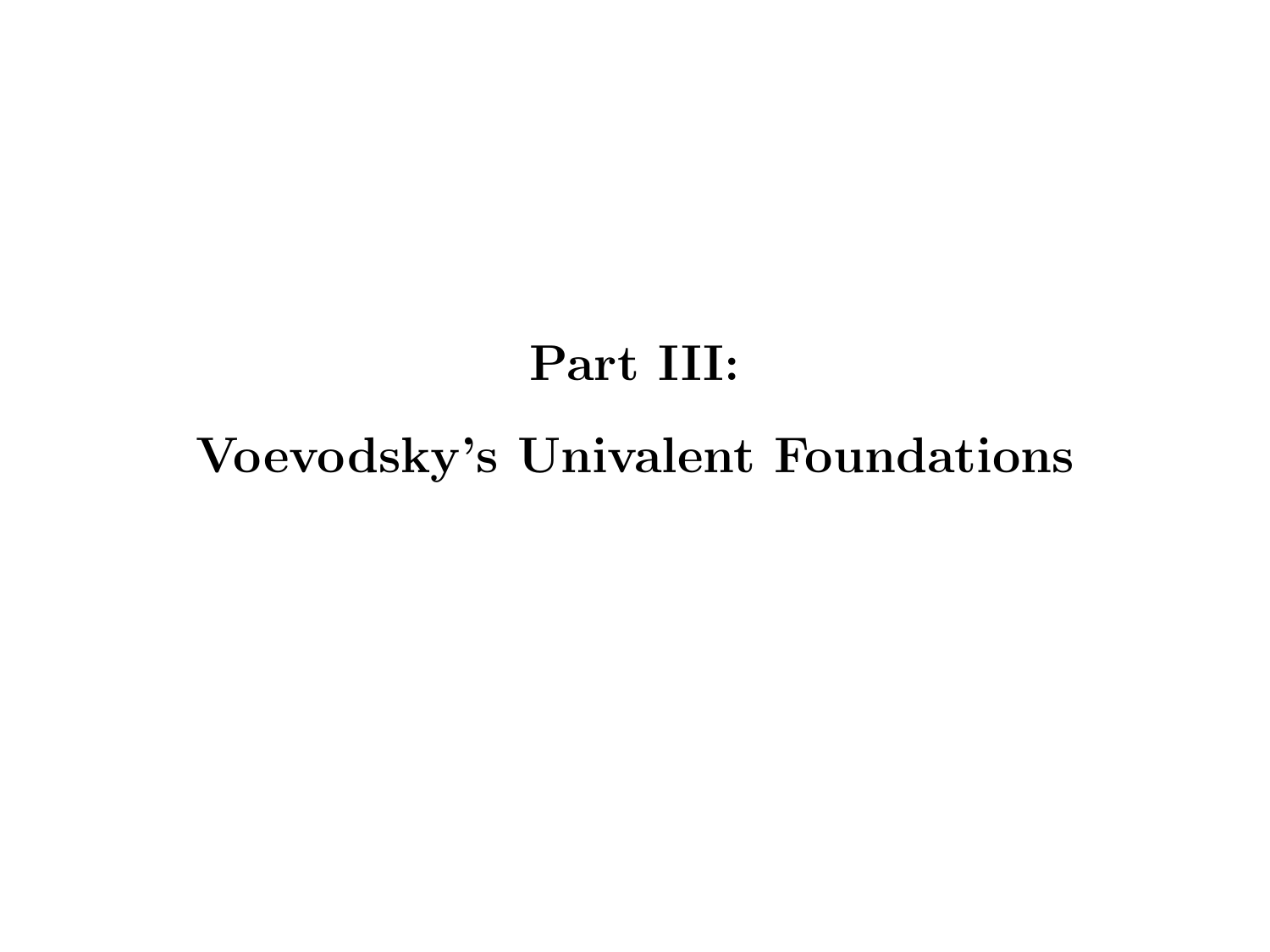# Part III:

# Voevodsky's Univalent Foundations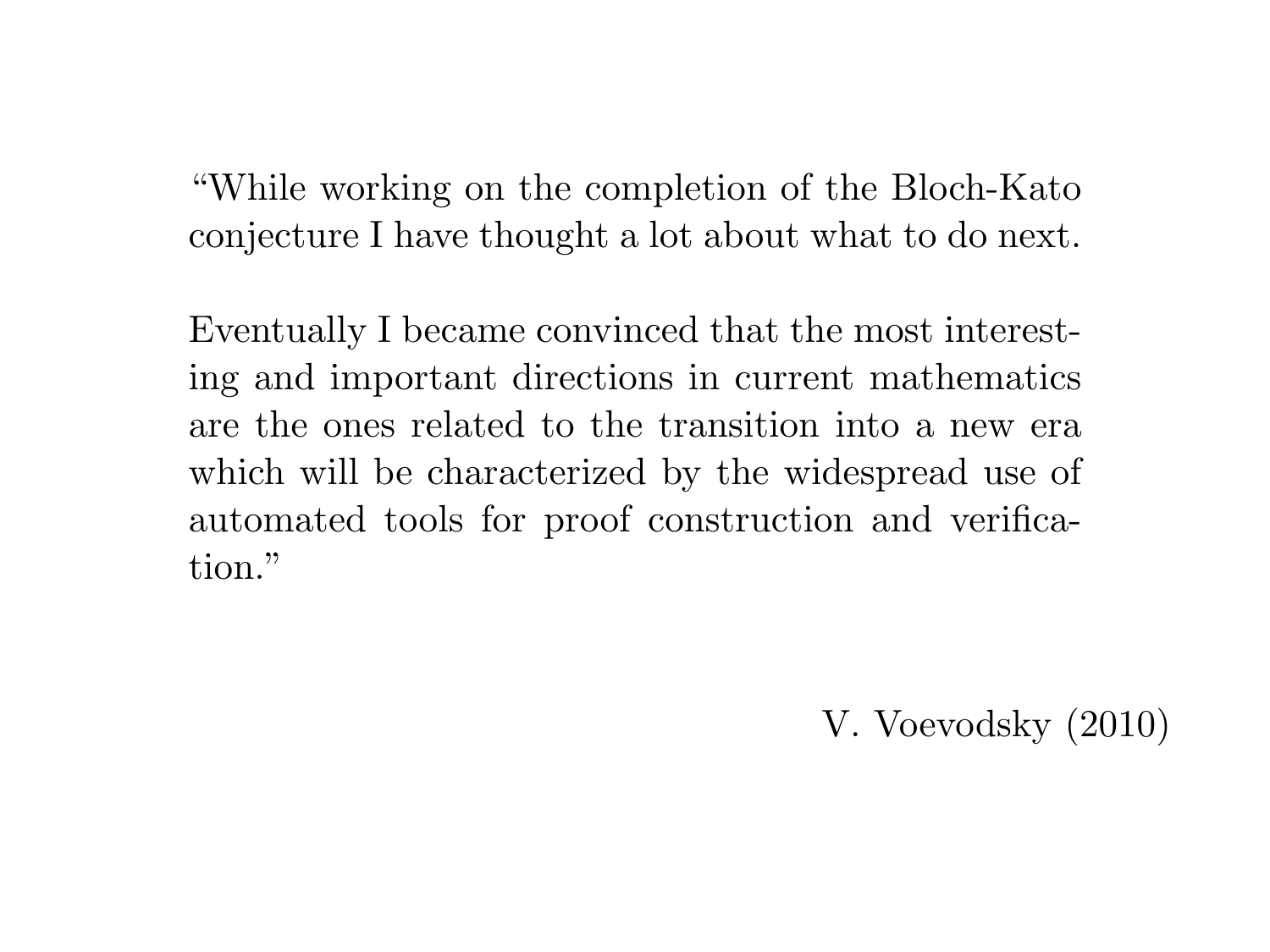"While working on the completion of the Bloch-Kato conjecture I have thought a lot about what to do next.

Eventually I became convinced that the most interesting and important directions in current mathematics are the ones related to the transition into a new era which will be characterized by the widespread use of automated tools for proof construction and verification."

V. Voevodsky (2010)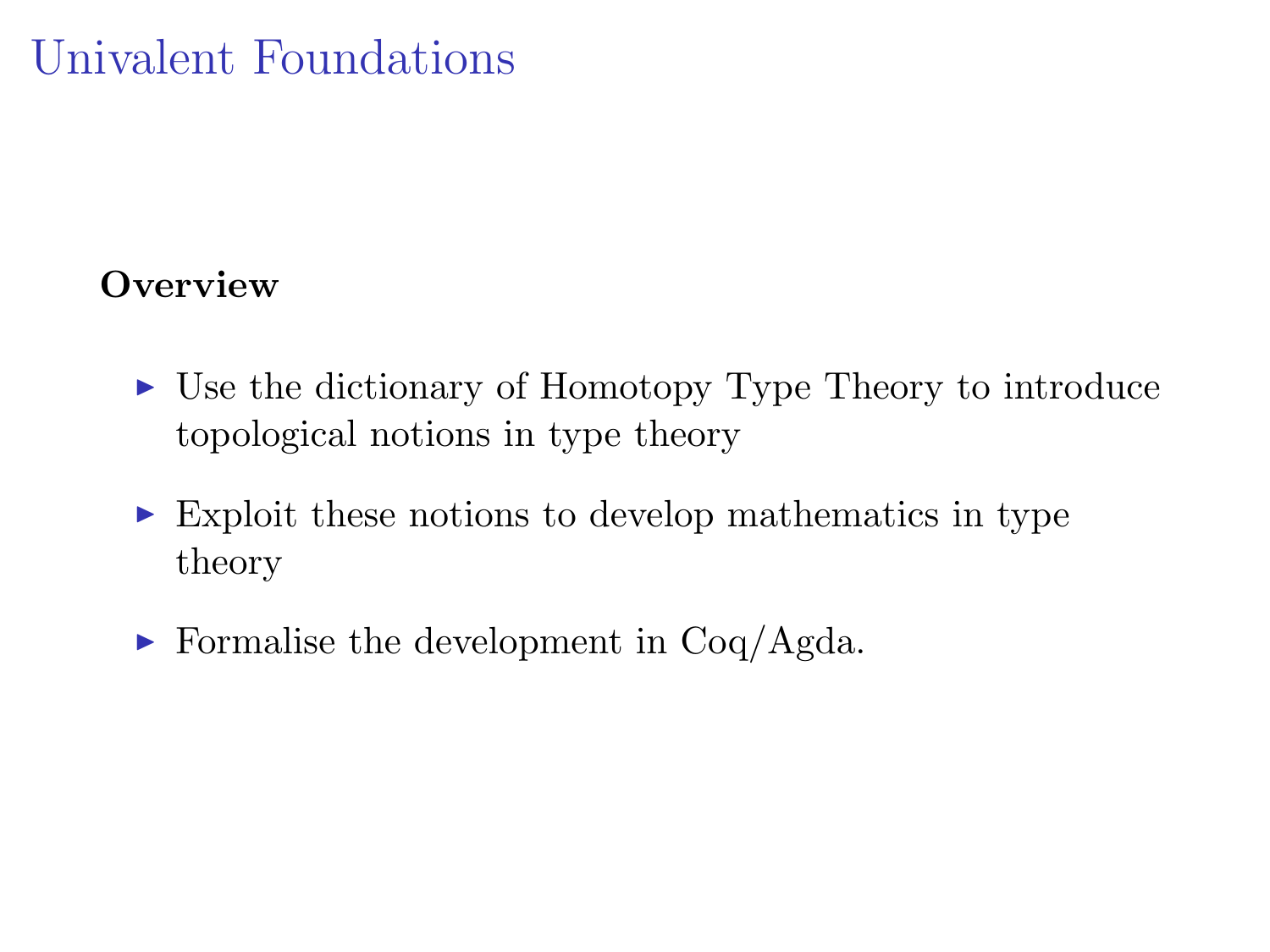# Univalent Foundations

**Overview**

- Use the dictionary of Homotopy Type Theory to introduce topological notions in type theory
- Exploit these notions to develop mathematics in type theory
- Formalise the development in Coq/Agda.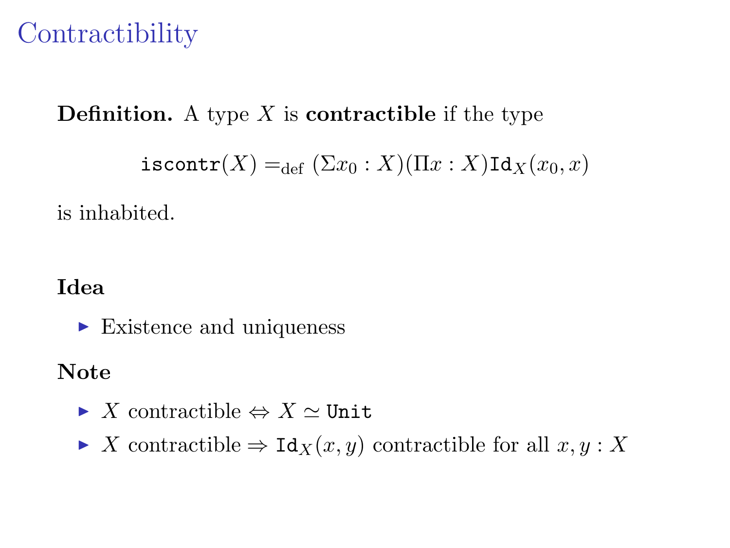# Contractibility

**Definition.** A type $X$ is **contractible** if the type

$$\texttt{iscontr}(X) =_{\text{def}} (\Sigma x_0 : X)(\Pi x : X)\texttt{Id}_X(x_0, x)$$

is inhabited.

**Idea**

- Existence and uniqueness

**Note**

- $X$ contractible $\Leftrightarrow X \simeq \texttt{Unit}$
- $X$ contractible $\Rightarrow \texttt{Id}_X(x, y)$ contractible for all $x, y : X$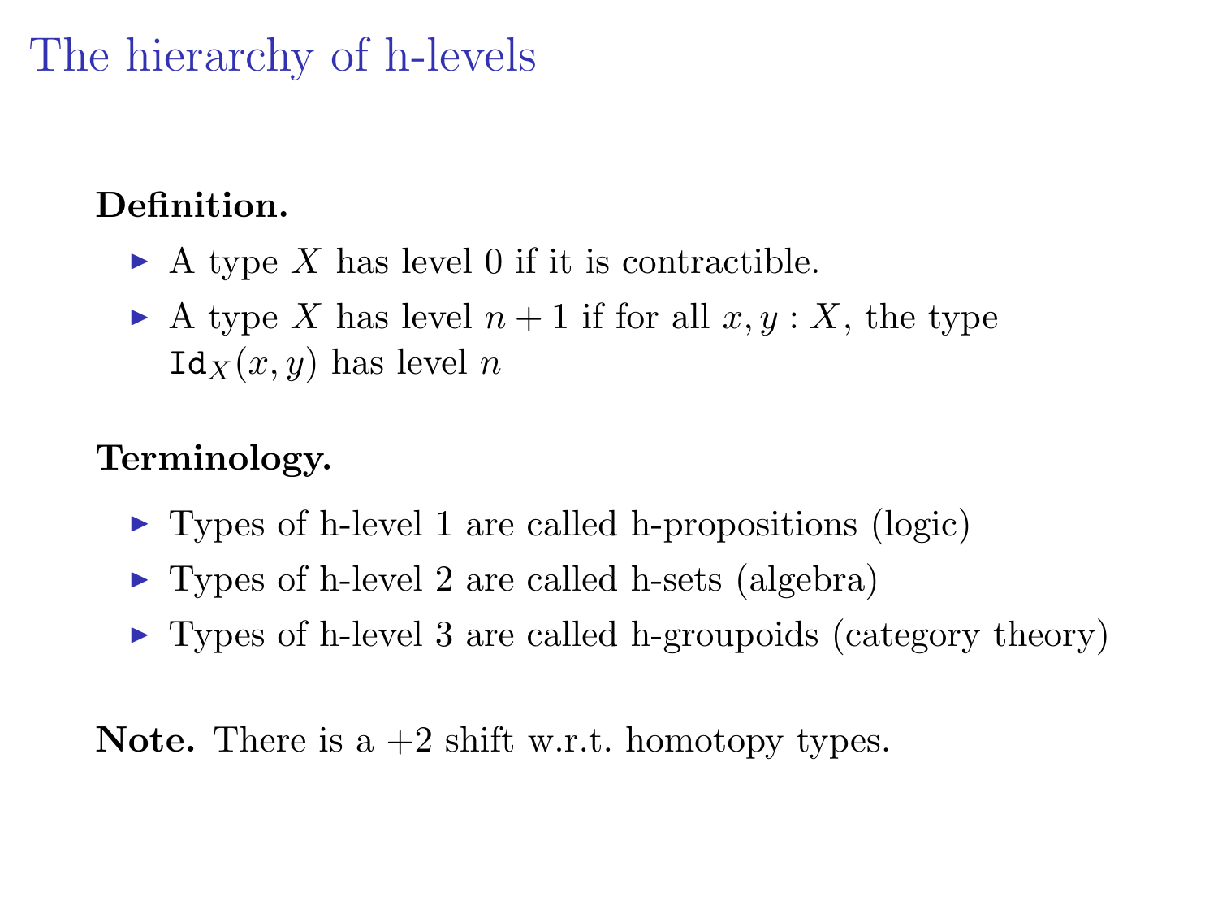# The hierarchy of h-levels

**Definition.**

- A type $X$ has level 0 if it is contractible.
- A type $X$ has level $n+1$ if for all $x, y : X$, the type $\mathtt{Id}_X(x, y)$ has level $n$

**Terminology.**

- Types of h-level 1 are called h-propositions (logic)
- Types of h-level 2 are called h-sets (algebra)
- Types of h-level 3 are called h-groupoids (category theory)

**Note.** There is a +2 shift w.r.t. homotopy types.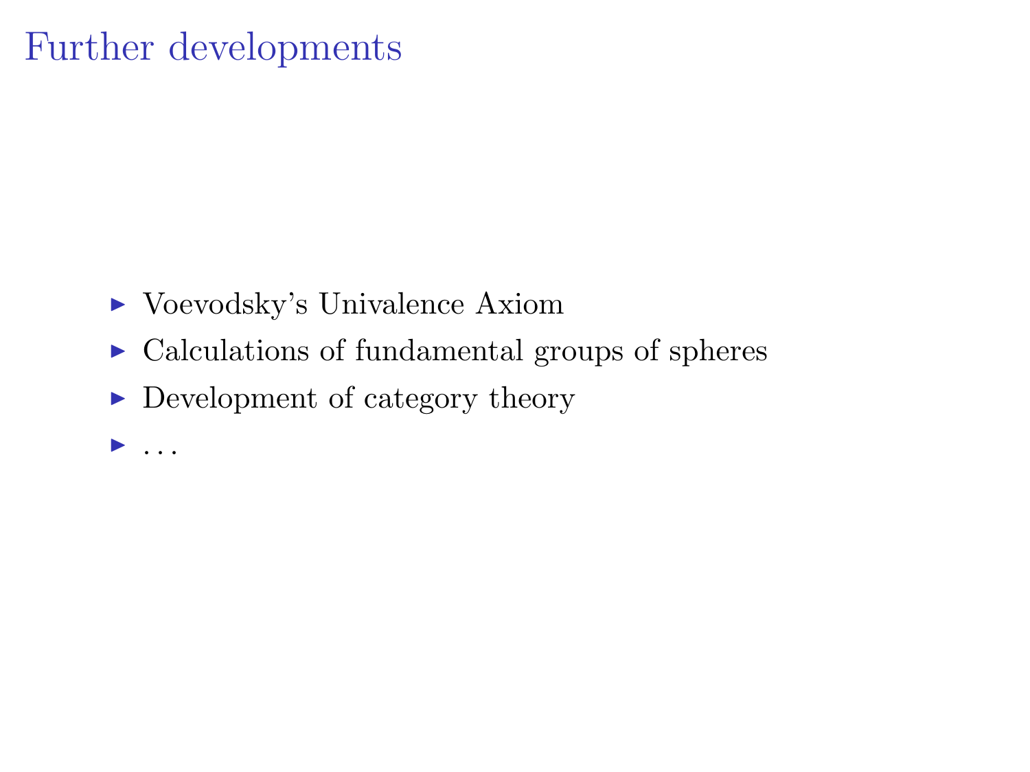# Further developments

- Voevodsky's Univalence Axiom
- Calculations of fundamental groups of spheres
- Development of category theory
- ...